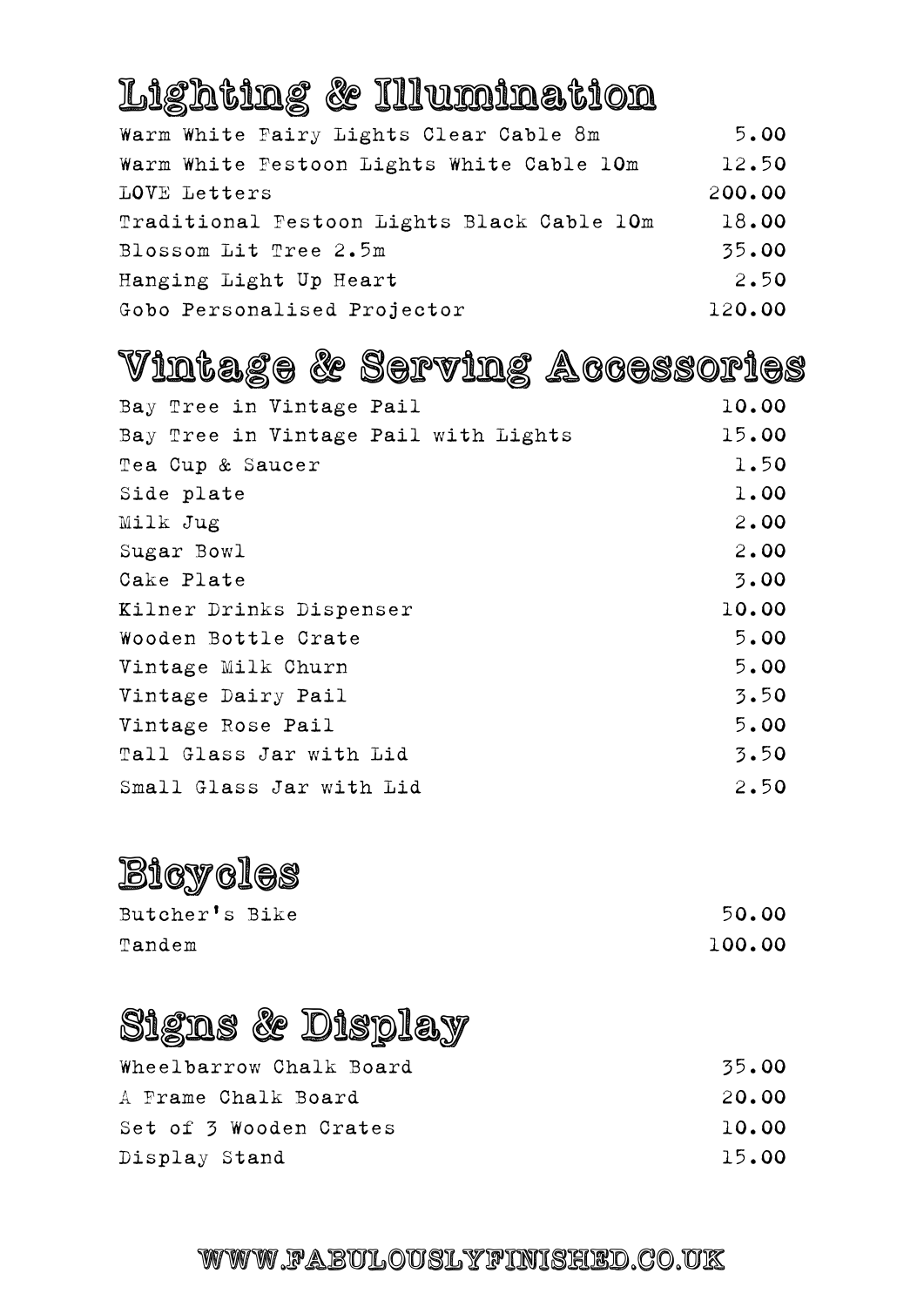## Lighting & Illumination

| | |
|---|---|
| Warm White Fairy Lights Clear Cable 8m | 5.00 |
| Warm White Festoon Lights White Cable 10m | 12.50 |
| LOVE Letters | 200.00 |
| Traditional Festoon Lights Black Cable 10m | 18.00 |
| Blossom Lit Tree 2.5m | 35.00 |
| Hanging Light Up Heart | 2.50 |
| Gobo Personalised Projector | 120.00 |

## Vintage & Serving Accessories

| | |
|---|---|
| Bay Tree in Vintage Pail | 10.00 |
| Bay Tree in Vintage Pail with Lights | 15.00 |
| Tea Cup & Saucer | 1.50 |
| Side plate | 1.00 |
| Milk Jug | 2.00 |
| Sugar Bowl | 2.00 |
| Cake Plate | 3.00 |
| Kilner Drinks Dispenser | 10.00 |
| Wooden Bottle Crate | 5.00 |
| Vintage Milk Churn | 5.00 |
| Vintage Dairy Pail | 3.50 |
| Vintage Rose Pail | 5.00 |
| Tall Glass Jar with Lid | 3.50 |
| Small Glass Jar with Lid | 2.50 |

## Bicycles

| | |
|---|---|
| Butcher's Bike | 50.00 |
| Tandem | 100.00 |

## Signs & Display

| | |
|---|---|
| Wheelbarrow Chalk Board | 35.00 |
| A Frame Chalk Board | 20.00 |
| Set of 3 Wooden Crates | 10.00 |
| Display Stand | 15.00 |

WWW.FABULOUSLYFINISHED.CO.UK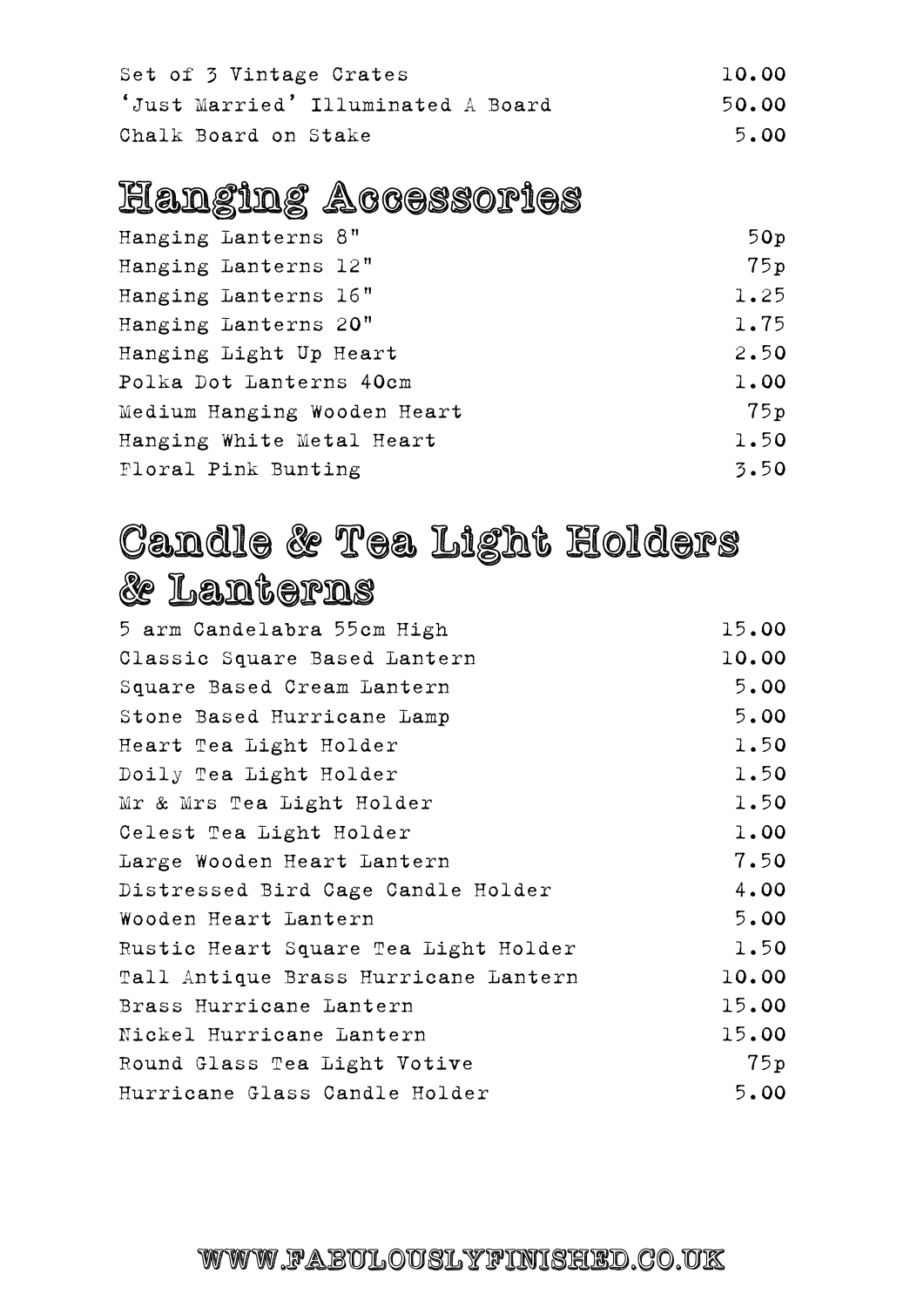| | |
|---|---|
| Set of 3 Vintage Crates | 10.00 |
| 'Just Married' Illuminated A Board | 50.00 |
| Chalk Board on Stake | 5.00 |

## Hanging Accessories

| | |
|---|---|
| Hanging Lanterns 8" | 50p |
| Hanging Lanterns 12" | 75p |
| Hanging Lanterns 16" | 1.25 |
| Hanging Lanterns 20" | 1.75 |
| Hanging Light Up Heart | 2.50 |
| Polka Dot Lanterns 40cm | 1.00 |
| Medium Hanging Wooden Heart | 75p |
| Hanging White Metal Heart | 1.50 |
| Floral Pink Bunting | 3.50 |

## Candle & Tea Light Holders & Lanterns

| | |
|---|---|
| 5 arm Candelabra 55cm High | 15.00 |
| Classic Square Based Lantern | 10.00 |
| Square Based Cream Lantern | 5.00 |
| Stone Based Hurricane Lamp | 5.00 |
| Heart Tea Light Holder | 1.50 |
| Doily Tea Light Holder | 1.50 |
| Mr & Mrs Tea Light Holder | 1.50 |
| Celest Tea Light Holder | 1.00 |
| Large Wooden Heart Lantern | 7.50 |
| Distressed Bird Cage Candle Holder | 4.00 |
| Wooden Heart Lantern | 5.00 |
| Rustic Heart Square Tea Light Holder | 1.50 |
| Tall Antique Brass Hurricane Lantern | 10.00 |
| Brass Hurricane Lantern | 15.00 |
| Nickel Hurricane Lantern | 15.00 |
| Round Glass Tea Light Votive | 75p |
| Hurricane Glass Candle Holder | 5.00 |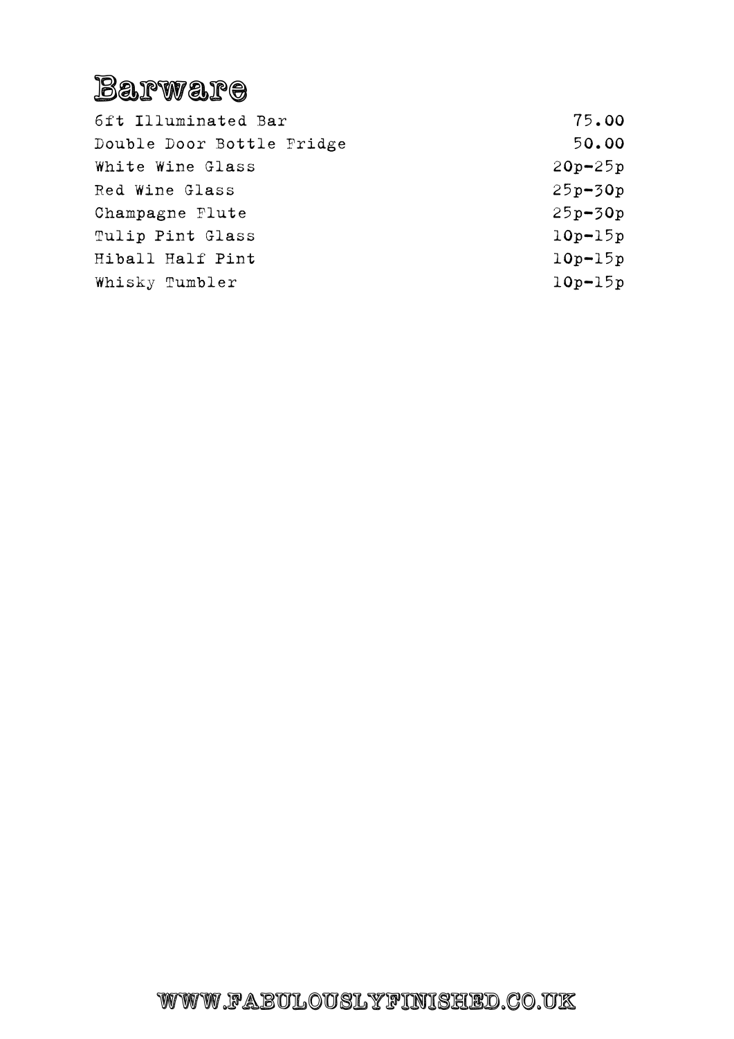# Barware

| | |
|---|---|
| 6ft Illuminated Bar | 75.00 |
| Double Door Bottle Fridge | 50.00 |
| White Wine Glass | 20p-25p |
| Red Wine Glass | 25p-30p |
| Champagne Flute | 25p-30p |
| Tulip Pint Glass | 10p-15p |
| Hiball Half Pint | 10p-15p |
| Whisky Tumbler | 10p-15p |

WWW.FABULOUSLYFINISHED.CO.UK